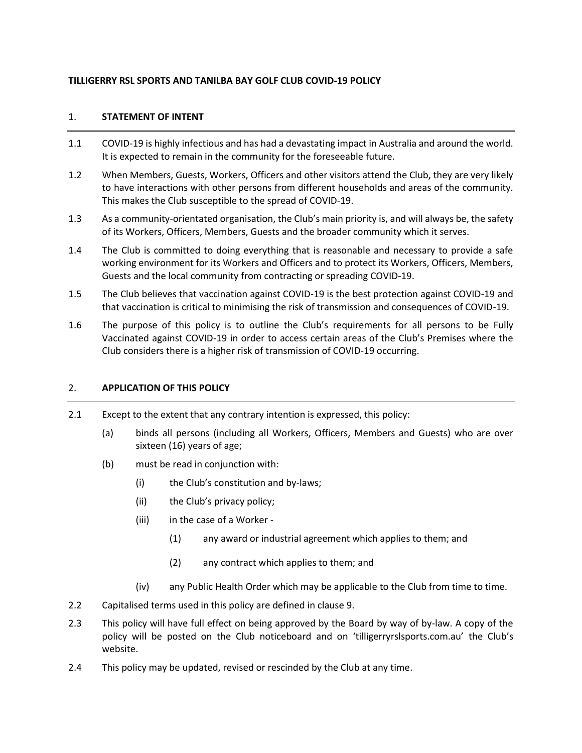**TILLIGERRY RSL SPORTS AND TANILBA BAY GOLF CLUB COVID-19 POLICY**

## 1. STATEMENT OF INTENT

1.1 COVID-19 is highly infectious and has had a devastating impact in Australia and around the world. It is expected to remain in the community for the foreseeable future.

1.2 When Members, Guests, Workers, Officers and other visitors attend the Club, they are very likely to have interactions with other persons from different households and areas of the community. This makes the Club susceptible to the spread of COVID-19.

1.3 As a community-orientated organisation, the Club's main priority is, and will always be, the safety of its Workers, Officers, Members, Guests and the broader community which it serves.

1.4 The Club is committed to doing everything that is reasonable and necessary to provide a safe working environment for its Workers and Officers and to protect its Workers, Officers, Members, Guests and the local community from contracting or spreading COVID-19.

1.5 The Club believes that vaccination against COVID-19 is the best protection against COVID-19 and that vaccination is critical to minimising the risk of transmission and consequences of COVID-19.

1.6 The purpose of this policy is to outline the Club's requirements for all persons to be Fully Vaccinated against COVID-19 in order to access certain areas of the Club's Premises where the Club considers there is a higher risk of transmission of COVID-19 occurring.

## 2. APPLICATION OF THIS POLICY

2.1 Except to the extent that any contrary intention is expressed, this policy:

- (a) binds all persons (including all Workers, Officers, Members and Guests) who are over sixteen (16) years of age;
- (b) must be read in conjunction with:
  - (i) the Club's constitution and by-laws;
  - (ii) the Club's privacy policy;
  - (iii) in the case of a Worker -
    - (1) any award or industrial agreement which applies to them; and
    - (2) any contract which applies to them; and
  - (iv) any Public Health Order which may be applicable to the Club from time to time.

2.2 Capitalised terms used in this policy are defined in clause 9.

2.3 This policy will have full effect on being approved by the Board by way of by-law. A copy of the policy will be posted on the Club noticeboard and on 'tilligerryrslsports.com.au' the Club's website.

2.4 This policy may be updated, revised or rescinded by the Club at any time.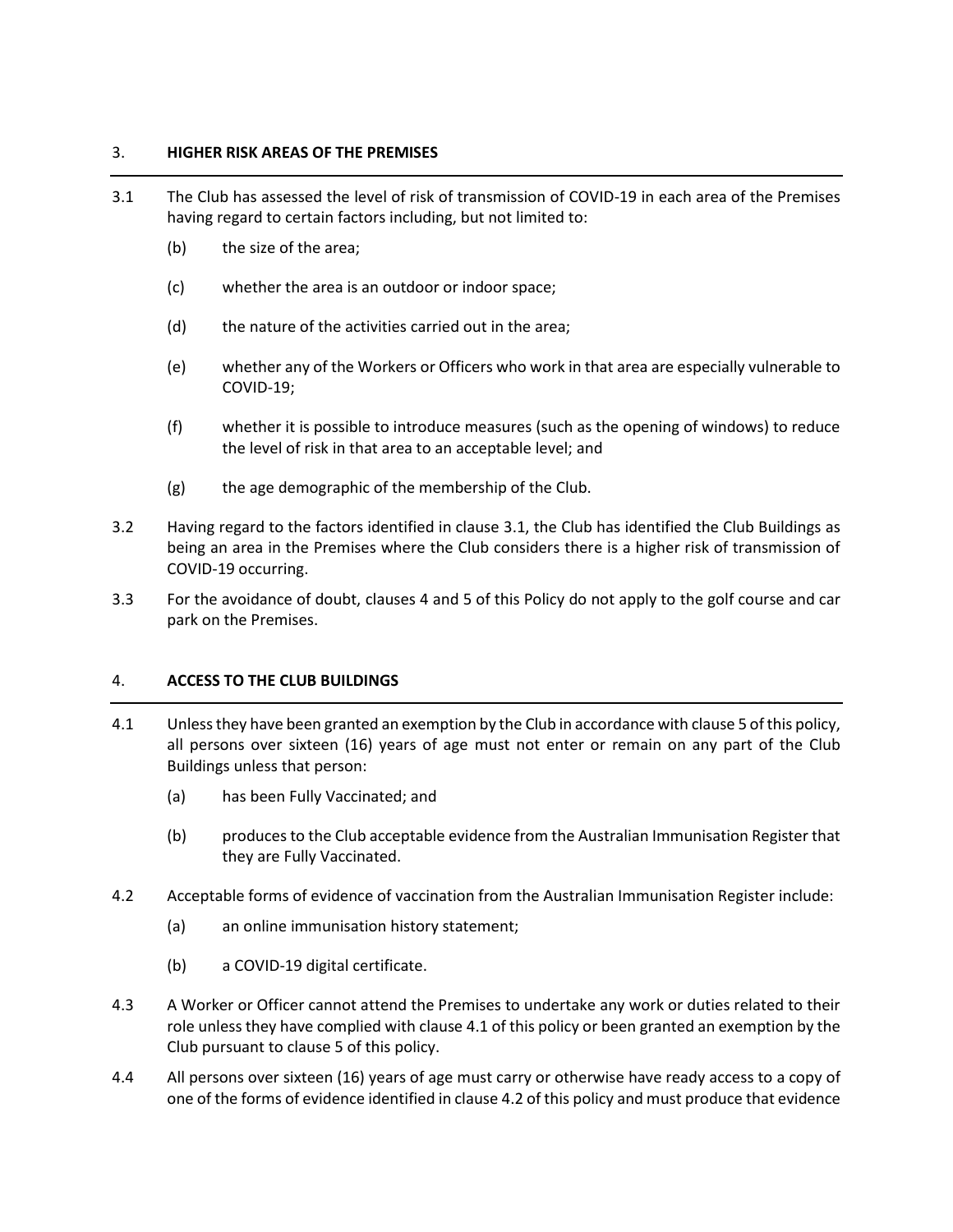## 3. HIGHER RISK AREAS OF THE PREMISES

3.1 The Club has assessed the level of risk of transmission of COVID-19 in each area of the Premises having regard to certain factors including, but not limited to:

- (b) the size of the area;
- (c) whether the area is an outdoor or indoor space;
- (d) the nature of the activities carried out in the area;
- (e) whether any of the Workers or Officers who work in that area are especially vulnerable to COVID-19;
- (f) whether it is possible to introduce measures (such as the opening of windows) to reduce the level of risk in that area to an acceptable level; and
- (g) the age demographic of the membership of the Club.

3.2 Having regard to the factors identified in clause 3.1, the Club has identified the Club Buildings as being an area in the Premises where the Club considers there is a higher risk of transmission of COVID-19 occurring.

3.3 For the avoidance of doubt, clauses 4 and 5 of this Policy do not apply to the golf course and car park on the Premises.

## 4. ACCESS TO THE CLUB BUILDINGS

4.1 Unless they have been granted an exemption by the Club in accordance with clause 5 of this policy, all persons over sixteen (16) years of age must not enter or remain on any part of the Club Buildings unless that person:

- (a) has been Fully Vaccinated; and
- (b) produces to the Club acceptable evidence from the Australian Immunisation Register that they are Fully Vaccinated.

4.2 Acceptable forms of evidence of vaccination from the Australian Immunisation Register include:

- (a) an online immunisation history statement;
- (b) a COVID-19 digital certificate.

4.3 A Worker or Officer cannot attend the Premises to undertake any work or duties related to their role unless they have complied with clause 4.1 of this policy or been granted an exemption by the Club pursuant to clause 5 of this policy.

4.4 All persons over sixteen (16) years of age must carry or otherwise have ready access to a copy of one of the forms of evidence identified in clause 4.2 of this policy and must produce that evidence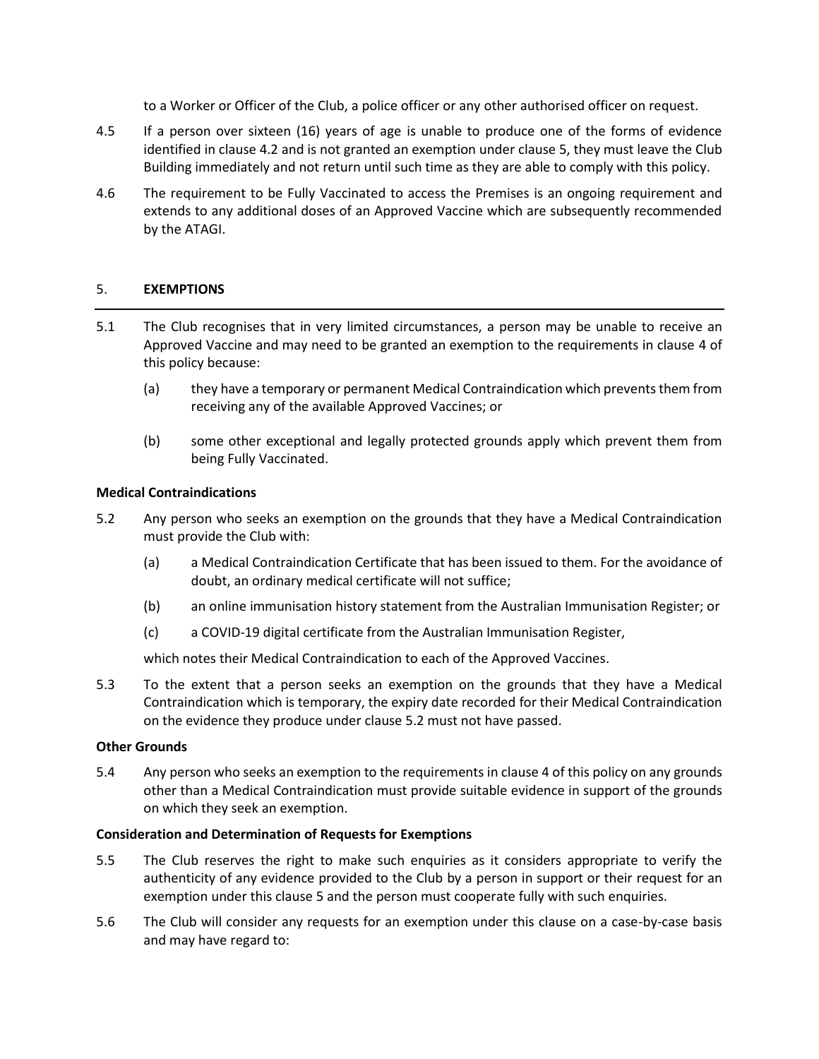to a Worker or Officer of the Club, a police officer or any other authorised officer on request.

4.5 If a person over sixteen (16) years of age is unable to produce one of the forms of evidence identified in clause 4.2 and is not granted an exemption under clause 5, they must leave the Club Building immediately and not return until such time as they are able to comply with this policy.

4.6 The requirement to be Fully Vaccinated to access the Premises is an ongoing requirement and extends to any additional doses of an Approved Vaccine which are subsequently recommended by the ATAGI.

## 5. EXEMPTIONS

5.1 The Club recognises that in very limited circumstances, a person may be unable to receive an Approved Vaccine and may need to be granted an exemption to the requirements in clause 4 of this policy because:

(a) they have a temporary or permanent Medical Contraindication which prevents them from receiving any of the available Approved Vaccines; or

(b) some other exceptional and legally protected grounds apply which prevent them from being Fully Vaccinated.

### Medical Contraindications

5.2 Any person who seeks an exemption on the grounds that they have a Medical Contraindication must provide the Club with:

(a) a Medical Contraindication Certificate that has been issued to them. For the avoidance of doubt, an ordinary medical certificate will not suffice;

(b) an online immunisation history statement from the Australian Immunisation Register; or

(c) a COVID-19 digital certificate from the Australian Immunisation Register,

which notes their Medical Contraindication to each of the Approved Vaccines.

5.3 To the extent that a person seeks an exemption on the grounds that they have a Medical Contraindication which is temporary, the expiry date recorded for their Medical Contraindication on the evidence they produce under clause 5.2 must not have passed.

### Other Grounds

5.4 Any person who seeks an exemption to the requirements in clause 4 of this policy on any grounds other than a Medical Contraindication must provide suitable evidence in support of the grounds on which they seek an exemption.

### Consideration and Determination of Requests for Exemptions

5.5 The Club reserves the right to make such enquiries as it considers appropriate to verify the authenticity of any evidence provided to the Club by a person in support or their request for an exemption under this clause 5 and the person must cooperate fully with such enquiries.

5.6 The Club will consider any requests for an exemption under this clause on a case-by-case basis and may have regard to: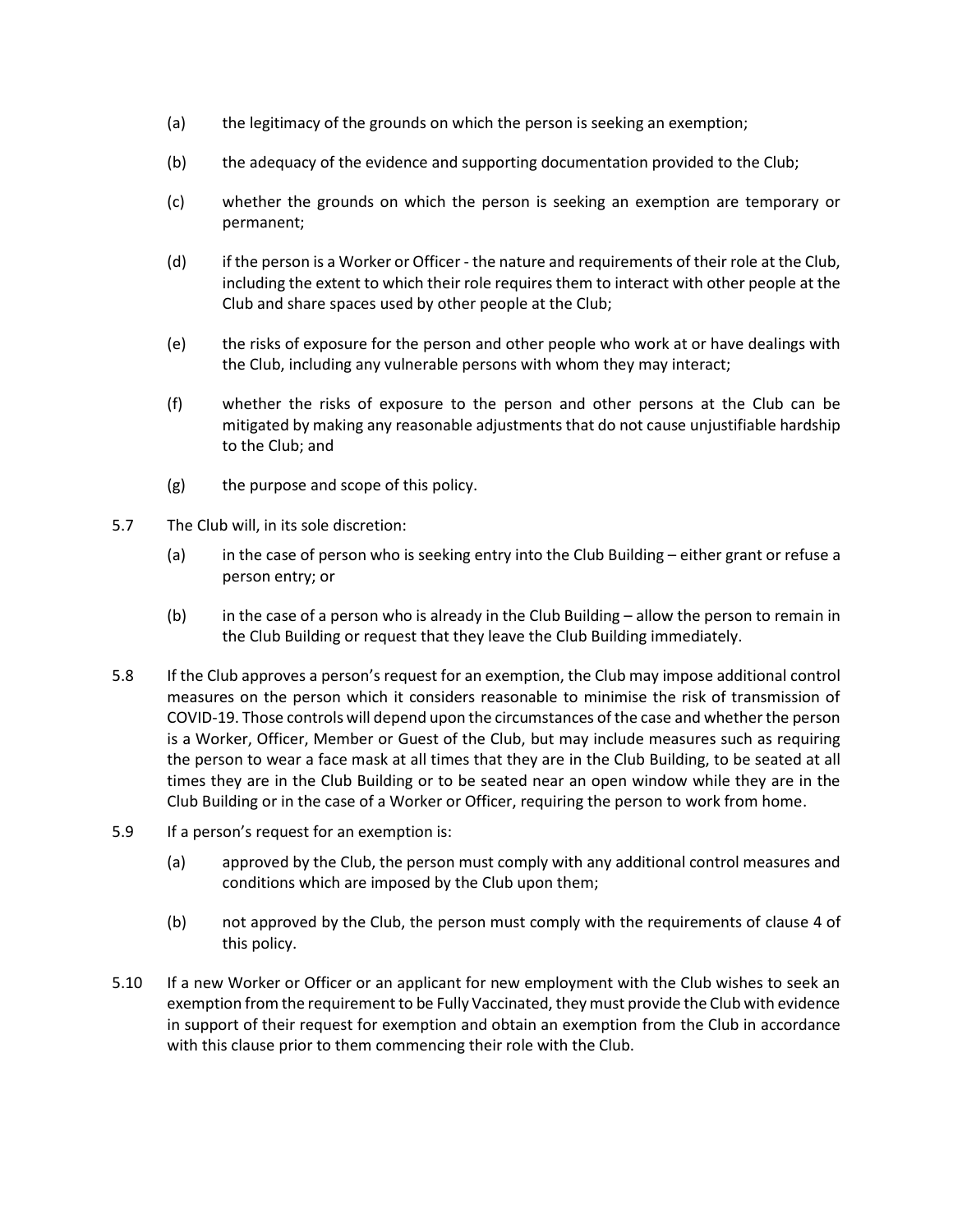(a) the legitimacy of the grounds on which the person is seeking an exemption;

(b) the adequacy of the evidence and supporting documentation provided to the Club;

(c) whether the grounds on which the person is seeking an exemption are temporary or permanent;

(d) if the person is a Worker or Officer - the nature and requirements of their role at the Club, including the extent to which their role requires them to interact with other people at the Club and share spaces used by other people at the Club;

(e) the risks of exposure for the person and other people who work at or have dealings with the Club, including any vulnerable persons with whom they may interact;

(f) whether the risks of exposure to the person and other persons at the Club can be mitigated by making any reasonable adjustments that do not cause unjustifiable hardship to the Club; and

(g) the purpose and scope of this policy.

5.7 The Club will, in its sole discretion:

(a) in the case of person who is seeking entry into the Club Building – either grant or refuse a person entry; or

(b) in the case of a person who is already in the Club Building – allow the person to remain in the Club Building or request that they leave the Club Building immediately.

5.8 If the Club approves a person's request for an exemption, the Club may impose additional control measures on the person which it considers reasonable to minimise the risk of transmission of COVID-19. Those controls will depend upon the circumstances of the case and whether the person is a Worker, Officer, Member or Guest of the Club, but may include measures such as requiring the person to wear a face mask at all times that they are in the Club Building, to be seated at all times they are in the Club Building or to be seated near an open window while they are in the Club Building or in the case of a Worker or Officer, requiring the person to work from home.

5.9 If a person's request for an exemption is:

(a) approved by the Club, the person must comply with any additional control measures and conditions which are imposed by the Club upon them;

(b) not approved by the Club, the person must comply with the requirements of clause 4 of this policy.

5.10 If a new Worker or Officer or an applicant for new employment with the Club wishes to seek an exemption from the requirement to be Fully Vaccinated, they must provide the Club with evidence in support of their request for exemption and obtain an exemption from the Club in accordance with this clause prior to them commencing their role with the Club.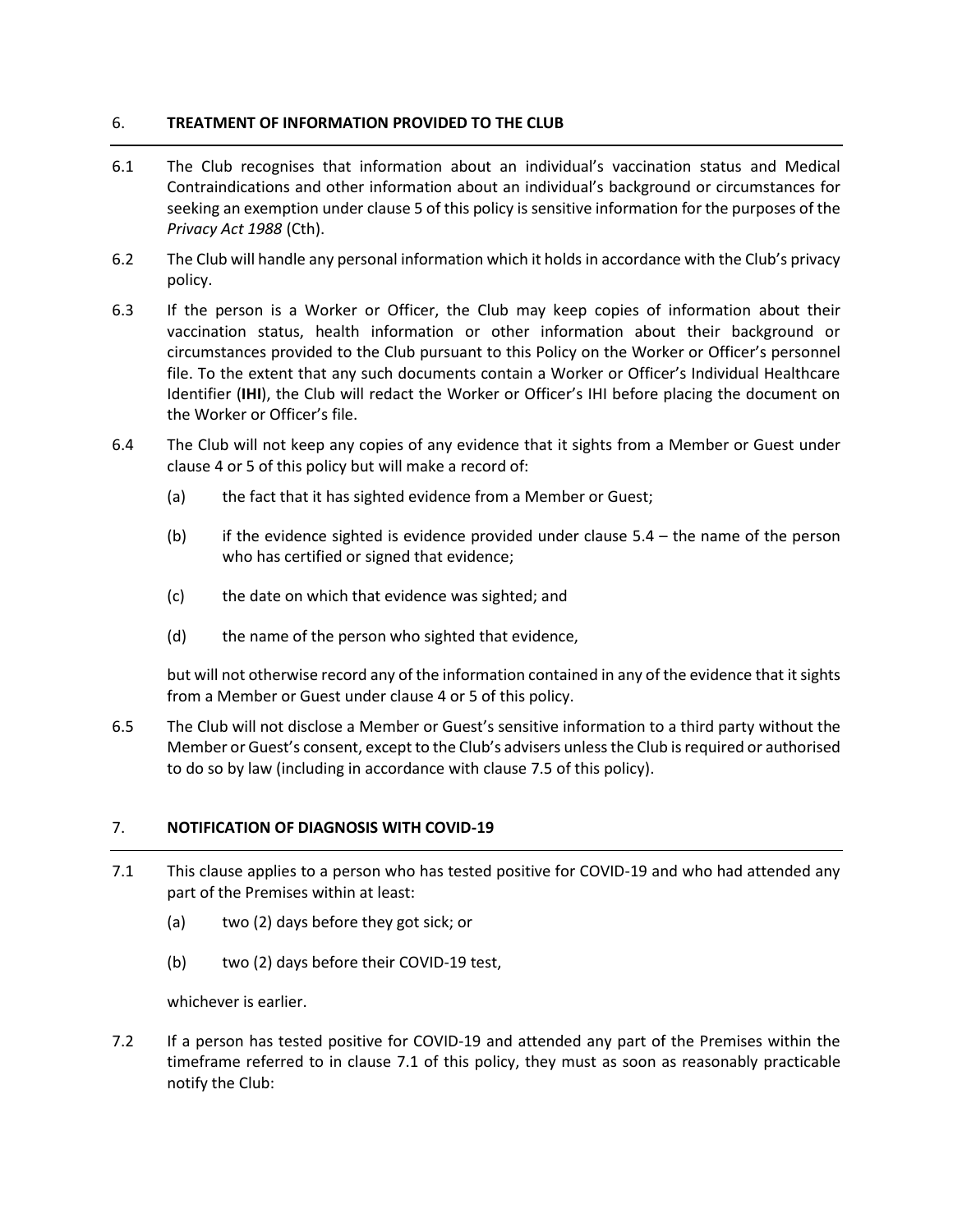## 6. TREATMENT OF INFORMATION PROVIDED TO THE CLUB

6.1 The Club recognises that information about an individual's vaccination status and Medical Contraindications and other information about an individual's background or circumstances for seeking an exemption under clause 5 of this policy is sensitive information for the purposes of the *Privacy Act 1988* (Cth).

6.2 The Club will handle any personal information which it holds in accordance with the Club's privacy policy.

6.3 If the person is a Worker or Officer, the Club may keep copies of information about their vaccination status, health information or other information about their background or circumstances provided to the Club pursuant to this Policy on the Worker or Officer's personnel file. To the extent that any such documents contain a Worker or Officer's Individual Healthcare Identifier (**IHI**), the Club will redact the Worker or Officer's IHI before placing the document on the Worker or Officer's file.

6.4 The Club will not keep any copies of any evidence that it sights from a Member or Guest under clause 4 or 5 of this policy but will make a record of:

(a) the fact that it has sighted evidence from a Member or Guest;

(b) if the evidence sighted is evidence provided under clause 5.4 – the name of the person who has certified or signed that evidence;

(c) the date on which that evidence was sighted; and

(d) the name of the person who sighted that evidence,

but will not otherwise record any of the information contained in any of the evidence that it sights from a Member or Guest under clause 4 or 5 of this policy.

6.5 The Club will not disclose a Member or Guest's sensitive information to a third party without the Member or Guest's consent, except to the Club's advisers unless the Club is required or authorised to do so by law (including in accordance with clause 7.5 of this policy).

## 7. NOTIFICATION OF DIAGNOSIS WITH COVID-19

7.1 This clause applies to a person who has tested positive for COVID-19 and who had attended any part of the Premises within at least:

(a) two (2) days before they got sick; or

(b) two (2) days before their COVID-19 test,

whichever is earlier.

7.2 If a person has tested positive for COVID-19 and attended any part of the Premises within the timeframe referred to in clause 7.1 of this policy, they must as soon as reasonably practicable notify the Club: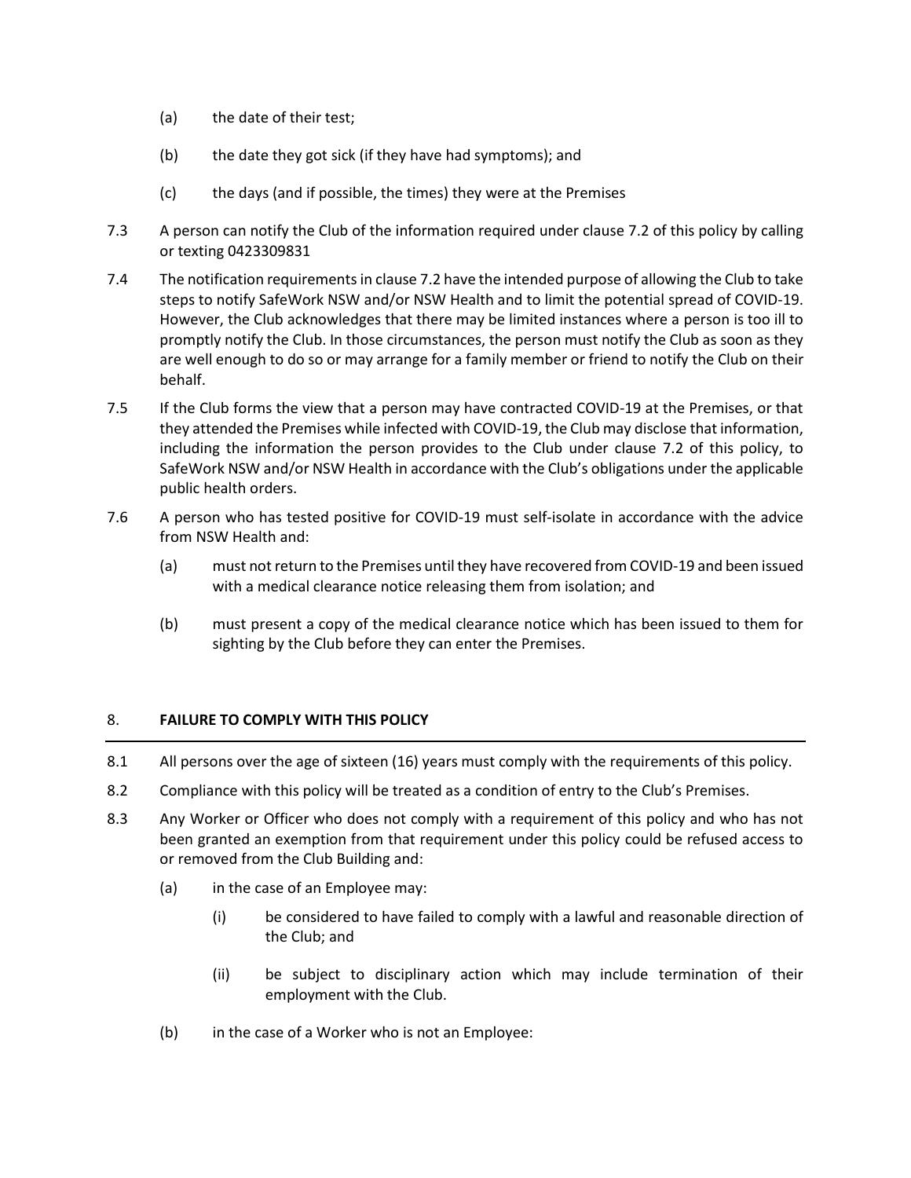(a) the date of their test;

(b) the date they got sick (if they have had symptoms); and

(c) the days (and if possible, the times) they were at the Premises

7.3 A person can notify the Club of the information required under clause 7.2 of this policy by calling or texting 0423309831

7.4 The notification requirements in clause 7.2 have the intended purpose of allowing the Club to take steps to notify SafeWork NSW and/or NSW Health and to limit the potential spread of COVID-19. However, the Club acknowledges that there may be limited instances where a person is too ill to promptly notify the Club. In those circumstances, the person must notify the Club as soon as they are well enough to do so or may arrange for a family member or friend to notify the Club on their behalf.

7.5 If the Club forms the view that a person may have contracted COVID-19 at the Premises, or that they attended the Premises while infected with COVID-19, the Club may disclose that information, including the information the person provides to the Club under clause 7.2 of this policy, to SafeWork NSW and/or NSW Health in accordance with the Club's obligations under the applicable public health orders.

7.6 A person who has tested positive for COVID-19 must self-isolate in accordance with the advice from NSW Health and:

(a) must not return to the Premises until they have recovered from COVID-19 and been issued with a medical clearance notice releasing them from isolation; and

(b) must present a copy of the medical clearance notice which has been issued to them for sighting by the Club before they can enter the Premises.

## 8. FAILURE TO COMPLY WITH THIS POLICY

8.1 All persons over the age of sixteen (16) years must comply with the requirements of this policy.

8.2 Compliance with this policy will be treated as a condition of entry to the Club's Premises.

8.3 Any Worker or Officer who does not comply with a requirement of this policy and who has not been granted an exemption from that requirement under this policy could be refused access to or removed from the Club Building and:

(a) in the case of an Employee may:

(i) be considered to have failed to comply with a lawful and reasonable direction of the Club; and

(ii) be subject to disciplinary action which may include termination of their employment with the Club.

(b) in the case of a Worker who is not an Employee: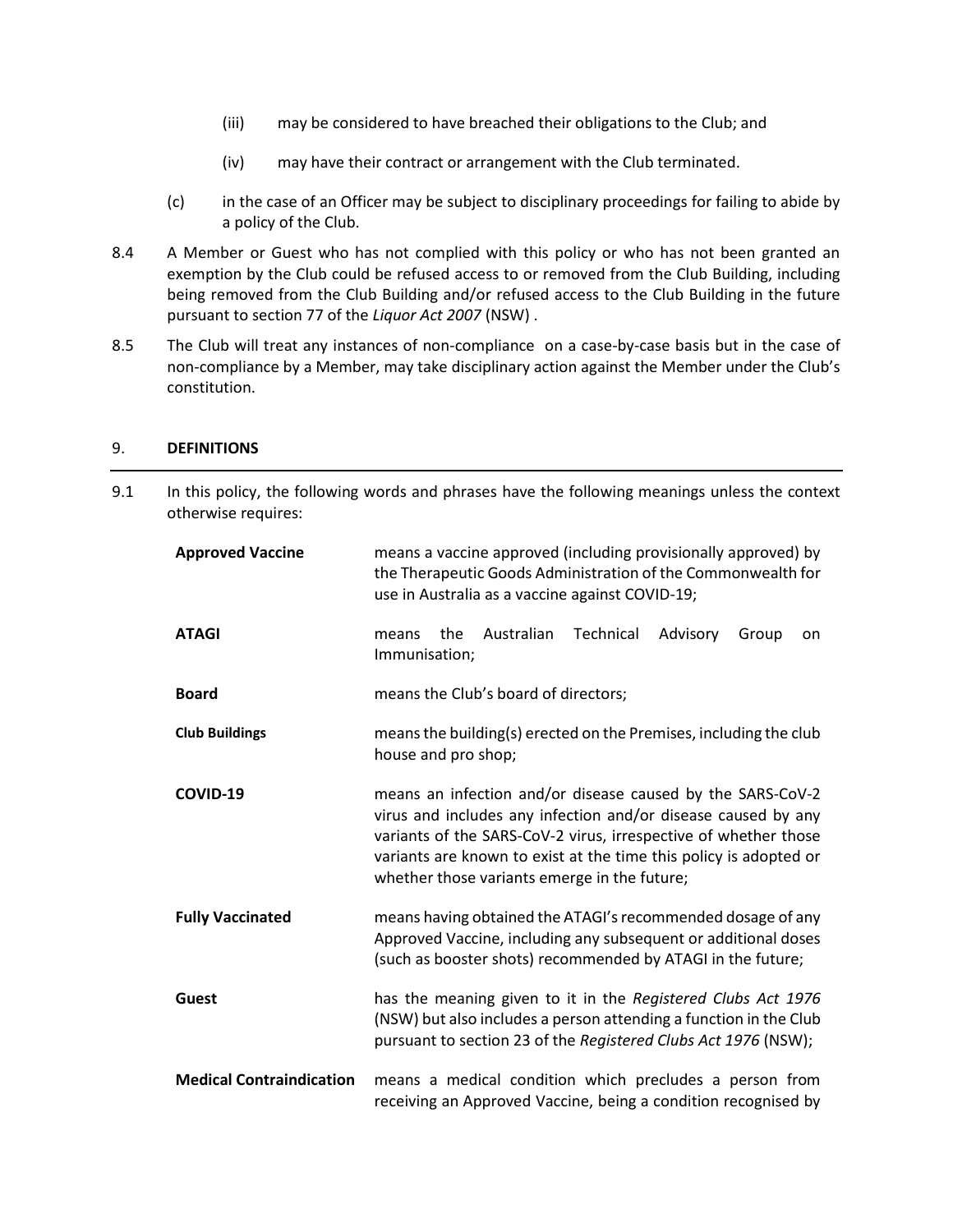(iii) may be considered to have breached their obligations to the Club; and

(iv) may have their contract or arrangement with the Club terminated.

(c) in the case of an Officer may be subject to disciplinary proceedings for failing to abide by a policy of the Club.

8.4 A Member or Guest who has not complied with this policy or who has not been granted an exemption by the Club could be refused access to or removed from the Club Building, including being removed from the Club Building and/or refused access to the Club Building in the future pursuant to section 77 of the *Liquor Act 2007* (NSW) .

8.5 The Club will treat any instances of non-compliance on a case-by-case basis but in the case of non-compliance by a Member, may take disciplinary action against the Member under the Club's constitution.

## 9. DEFINITIONS

9.1 In this policy, the following words and phrases have the following meanings unless the context otherwise requires:

| | |
|---|---|
| **Approved Vaccine** | means a vaccine approved (including provisionally approved) by the Therapeutic Goods Administration of the Commonwealth for use in Australia as a vaccine against COVID-19; |
| **ATAGI** | means the Australian Technical Advisory Group on Immunisation; |
| **Board** | means the Club's board of directors; |
| **Club Buildings** | means the building(s) erected on the Premises, including the club house and pro shop; |
| **COVID-19** | means an infection and/or disease caused by the SARS-CoV-2 virus and includes any infection and/or disease caused by any variants of the SARS-CoV-2 virus, irrespective of whether those variants are known to exist at the time this policy is adopted or whether those variants emerge in the future; |
| **Fully Vaccinated** | means having obtained the ATAGI's recommended dosage of any Approved Vaccine, including any subsequent or additional doses (such as booster shots) recommended by ATAGI in the future; |
| **Guest** | has the meaning given to it in the *Registered Clubs Act 1976* (NSW) but also includes a person attending a function in the Club pursuant to section 23 of the *Registered Clubs Act 1976* (NSW); |
| **Medical Contraindication** | means a medical condition which precludes a person from receiving an Approved Vaccine, being a condition recognised by |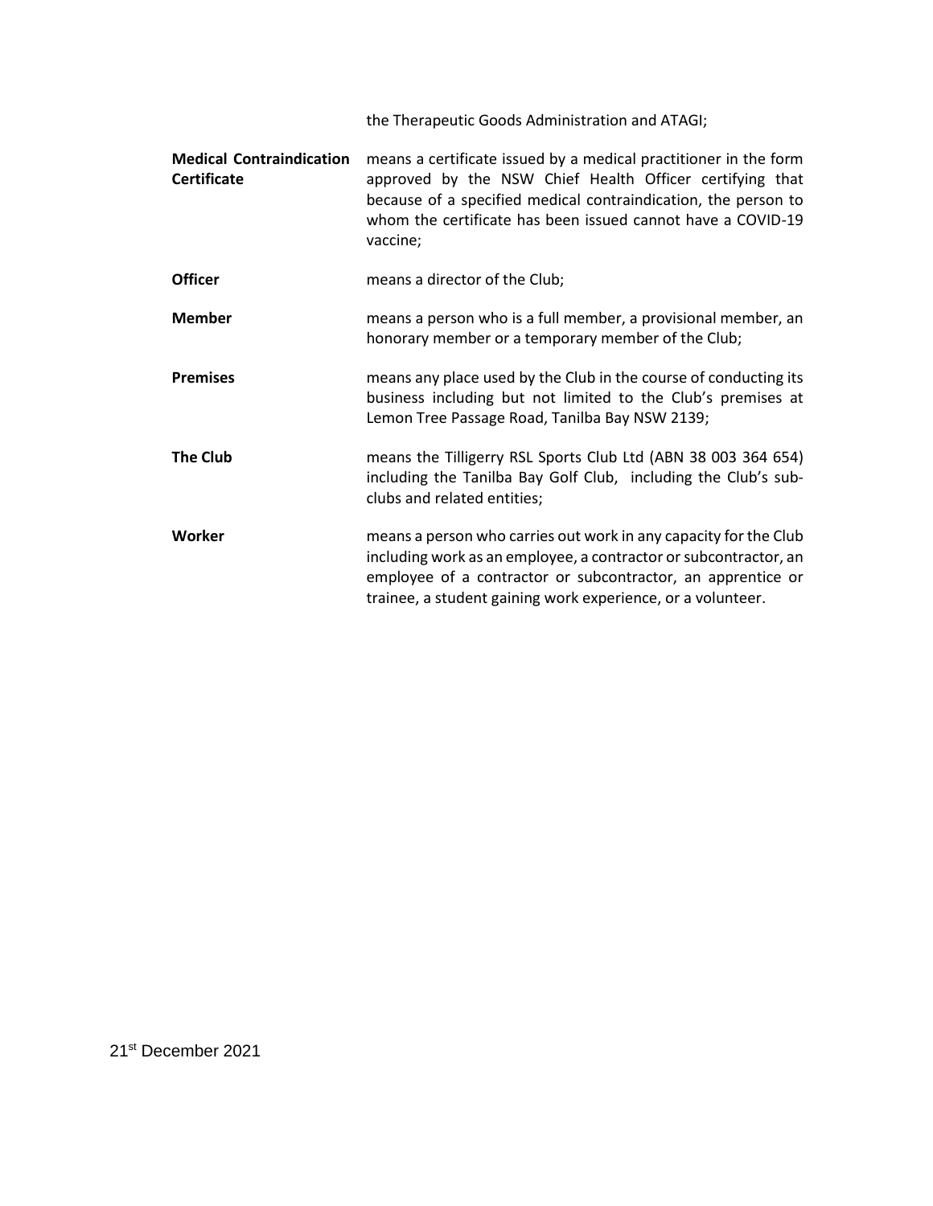| | |
|---|---|
| | the Therapeutic Goods Administration and ATAGI; |
| **Medical Contraindication Certificate** | means a certificate issued by a medical practitioner in the form approved by the NSW Chief Health Officer certifying that because of a specified medical contraindication, the person to whom the certificate has been issued cannot have a COVID-19 vaccine; |
| **Officer** | means a director of the Club; |
| **Member** | means a person who is a full member, a provisional member, an honorary member or a temporary member of the Club; |
| **Premises** | means any place used by the Club in the course of conducting its business including but not limited to the Club's premises at Lemon Tree Passage Road, Tanilba Bay NSW 2139; |
| **The Club** | means the Tilligerry RSL Sports Club Ltd (ABN 38 003 364 654) including the Tanilba Bay Golf Club, including the Club's sub-clubs and related entities; |
| **Worker** | means a person who carries out work in any capacity for the Club including work as an employee, a contractor or subcontractor, an employee of a contractor or subcontractor, an apprentice or trainee, a student gaining work experience, or a volunteer. |

21st December 2021